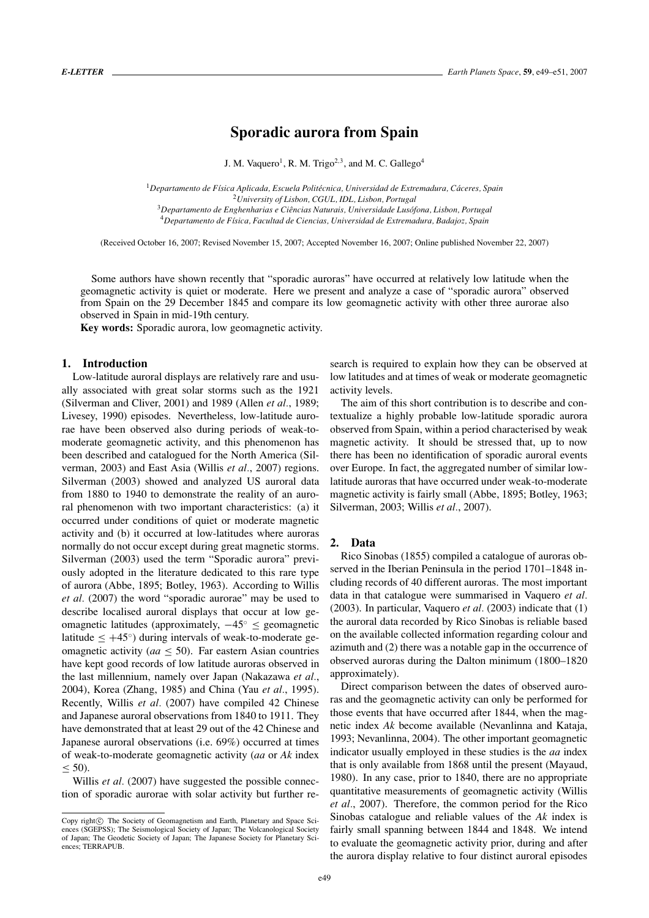# Sporadic aurora from Spain

J. M. Vaquero[1], R. M. Trigo[2,3], and M. C. Gallego[4]

[1]*Departamento de Física Aplicada, Escuela Politécnica, Universidad de Extremadura, Cáceres, Spain*
[2]*University of Lisbon, CGUL, IDL, Lisbon, Portugal*
[3]*Departamento de Enghenharias e Ciências Naturais, Universidade Lusófona, Lisbon, Portugal*
[4]*Departamento de Física, Facultad de Ciencias, Universidad de Extremadura, Badajoz, Spain*

(Received October 16, 2007; Revised November 15, 2007; Accepted November 16, 2007; Online published November 22, 2007)

Some authors have shown recently that "sporadic auroras" have occurred at relatively low latitude when the geomagnetic activity is quiet or moderate. Here we present and analyze a case of "sporadic aurora" observed from Spain on the 29 December 1845 and compare its low geomagnetic activity with other three aurorae also observed in Spain in mid-19th century.

**Key words:** Sporadic aurora, low geomagnetic activity.

## 1. Introduction

Low-latitude auroral displays are relatively rare and usually associated with great solar storms such as the 1921 (Silverman and Cliver, 2001) and 1989 (Allen *et al.*, 1989; Livesey, 1990) episodes. Nevertheless, low-latitude aurorae have been observed also during periods of weak-to-moderate geomagnetic activity, and this phenomenon has been described and catalogued for the North America (Silverman, 2003) and East Asia (Willis *et al.*, 2007) regions. Silverman (2003) showed and analyzed US auroral data from 1880 to 1940 to demonstrate the reality of an auroral phenomenon with two important characteristics: (a) it occurred under conditions of quiet or moderate magnetic activity and (b) it occurred at low-latitudes where auroras normally do not occur except during great magnetic storms. Silverman (2003) used the term "Sporadic aurora" previously adopted in the literature dedicated to this rare type of aurora (Abbe, 1895; Botley, 1963). According to Willis *et al.* (2007) the word "sporadic aurorae" may be used to describe localised auroral displays that occur at low geomagnetic latitudes (approximately, $-45^\circ \leq$ geomagnetic latitude $\leq +45^\circ$) during intervals of weak-to-moderate geomagnetic activity ($aa \leq 50$). Far eastern Asian countries have kept good records of low latitude auroras observed in the last millennium, namely over Japan (Nakazawa *et al.*, 2004), Korea (Zhang, 1985) and China (Yau *et al.*, 1995). Recently, Willis *et al.* (2007) have compiled 42 Chinese and Japanese auroral observations from 1840 to 1911. They have demonstrated that at least 29 out of the 42 Chinese and Japanese auroral observations (i.e. 69%) occurred at times of weak-to-moderate geomagnetic activity ($aa$ or $Ak$ index $\leq 50$).

Willis *et al.* (2007) have suggested the possible connection of sporadic aurorae with solar activity but further research is required to explain how they can be observed at low latitudes and at times of weak or moderate geomagnetic activity levels.

The aim of this short contribution is to describe and contextualize a highly probable low-latitude sporadic aurora observed from Spain, within a period characterised by weak magnetic activity. It should be stressed that, up to now there has been no identification of sporadic auroral events over Europe. In fact, the aggregated number of similar low-latitude auroras that have occurred under weak-to-moderate magnetic activity is fairly small (Abbe, 1895; Botley, 1963; Silverman, 2003; Willis *et al.*, 2007).

## 2. Data

Rico Sinobas (1855) compiled a catalogue of auroras observed in the Iberian Peninsula in the period 1701–1848 including records of 40 different auroras. The most important data in that catalogue were summarised in Vaquero *et al.* (2003). In particular, Vaquero *et al.* (2003) indicate that (1) the auroral data recorded by Rico Sinobas is reliable based on the available collected information regarding colour and azimuth and (2) there was a notable gap in the occurrence of observed auroras during the Dalton minimum (1800–1820 approximately).

Direct comparison between the dates of observed auroras and the geomagnetic activity can only be performed for those events that have occurred after 1844, when the magnetic index $Ak$ become available (Nevanlinna and Kataja, 1993; Nevanlinna, 2004). The other important geomagnetic indicator usually employed in these studies is the $aa$ index that is only available from 1868 until the present (Mayaud, 1980). In any case, prior to 1840, there are no appropriate quantitative measurements of geomagnetic activity (Willis *et al.*, 2007). Therefore, the common period for the Rico Sinobas catalogue and reliable values of the $Ak$ index is fairly small spanning between 1844 and 1848. We intend to evaluate the geomagnetic activity prior, during and after the aurora display relative to four distinct auroral episodes

Copy right© The Society of Geomagnetism and Earth, Planetary and Space Sciences (SGEPSS); The Seismological Society of Japan; The Volcanological Society of Japan; The Geodetic Society of Japan; The Japanese Society for Planetary Sciences; TERRAPUB.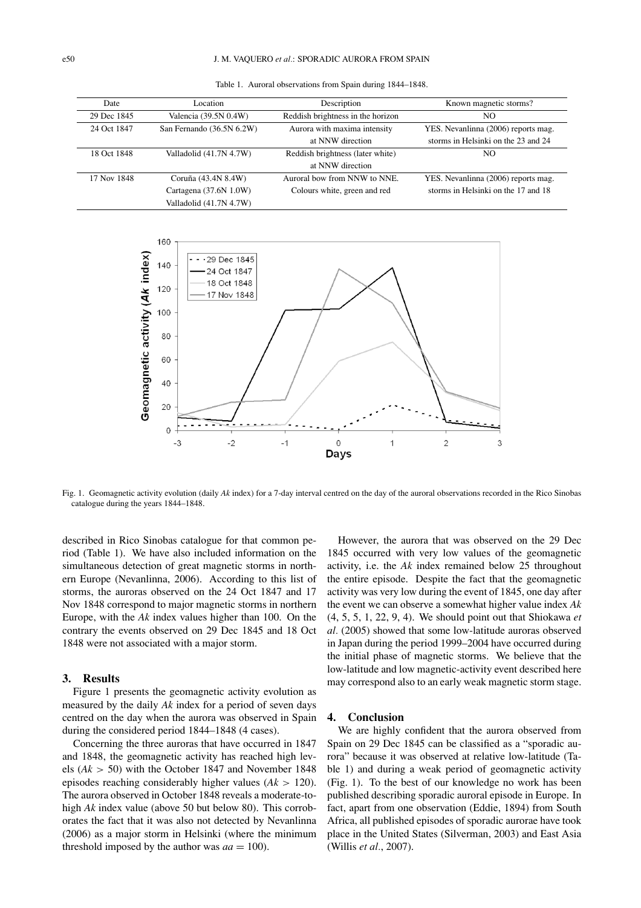Table 1. Auroral observations from Spain during 1844–1848.

| Date | Location | Description | Known magnetic storms? |
|---|---|---|---|
| 29 Dec 1845 | Valencia (39.5N 0.4W) | Reddish brightness in the horizon | NO |
| 24 Oct 1847 | San Fernando (36.5N 6.2W) | Aurora with maxima intensity at NNW direction | YES. Nevanlinna (2006) reports mag. storms in Helsinki on the 23 and 24 |
| 18 Oct 1848 | Valladolid (41.7N 4.7W) | Reddish brightness (later white) at NNW direction | NO |
| 17 Nov 1848 | Coruña (43.4N 8.4W) Cartagena (37.6N 1.0W) Valladolid (41.7N 4.7W) | Auroral bow from NNW to NNE. Colours white, green and red | YES. Nevanlinna (2006) reports mag. storms in Helsinki on the 17 and 18 |

Fig. 1. Geomagnetic activity evolution (daily *Ak* index) for a 7-day interval centred on the day of the auroral observations recorded in the Rico Sinobas catalogue during the years 1844–1848.

described in Rico Sinobas catalogue for that common period (Table 1). We have also included information on the simultaneous detection of great magnetic storms in northern Europe (Nevanlinna, 2006). According to this list of storms, the auroras observed on the 24 Oct 1847 and 17 Nov 1848 correspond to major magnetic storms in northern Europe, with the *Ak* index values higher than 100. On the contrary the events observed on 29 Dec 1845 and 18 Oct 1848 were not associated with a major storm.

## 3. Results

Figure 1 presents the geomagnetic activity evolution as measured by the daily *Ak* index for a period of seven days centred on the day when the aurora was observed in Spain during the considered period 1844–1848 (4 cases).

Concerning the three auroras that have occurred in 1847 and 1848, the geomagnetic activity has reached high levels ($Ak > 50$) with the October 1847 and November 1848 episodes reaching considerably higher values ($Ak > 120$). The aurora observed in October 1848 reveals a moderate-to-high *Ak* index value (above 50 but below 80). This corroborates the fact that it was also not detected by Nevanlinna (2006) as a major storm in Helsinki (where the minimum threshold imposed by the author was $aa = 100$).

However, the aurora that was observed on the 29 Dec 1845 occurred with very low values of the geomagnetic activity, i.e. the *Ak* index remained below 25 throughout the entire episode. Despite the fact that the geomagnetic activity was very low during the event of 1845, one day after the event we can observe a somewhat higher value index *Ak* (4, 5, 5, 1, 22, 9, 4). We should point out that Shiokawa *et al*. (2005) showed that some low-latitude auroras observed in Japan during the period 1999–2004 have occurred during the initial phase of magnetic storms. We believe that the low-latitude and low magnetic-activity event described here may correspond also to an early weak magnetic storm stage.

## 4. Conclusion

We are highly confident that the aurora observed from Spain on 29 Dec 1845 can be classified as a "sporadic aurora" because it was observed at relative low-latitude (Table 1) and during a weak period of geomagnetic activity (Fig. 1). To the best of our knowledge no work has been published describing sporadic auroral episode in Europe. In fact, apart from one observation (Eddie, 1894) from South Africa, all published episodes of sporadic aurorae have took place in the United States (Silverman, 2003) and East Asia (Willis *et al*., 2007).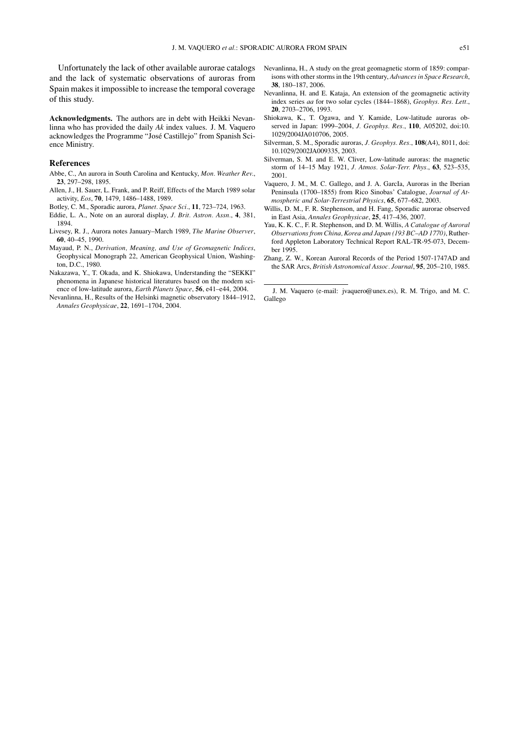Unfortunately the lack of other available aurorae catalogs and the lack of systematic observations of auroras from Spain makes it impossible to increase the temporal coverage of this study.

**Acknowledgments.** The authors are in debt with Heikki Nevanlinna who has provided the daily *Ak* index values. J. M. Vaquero acknowledges the Programme "José Castillejo" from Spanish Science Ministry.

## References

Abbe, C., An aurora in South Carolina and Kentucky, *Mon. Weather Rev.*, **23**, 297–298, 1895.

Allen, J., H. Sauer, L. Frank, and P. Reiff, Effects of the March 1989 solar activity, *Eos*, **70**, 1479, 1486–1488, 1989.

Botley, C. M., Sporadic aurora, *Planet. Space Sci.*, **11**, 723–724, 1963.

Eddie, L. A., Note on an auroral display, *J. Brit. Astron. Assn.*, **4**, 381, 1894.

Livesey, R. J., Aurora notes January–March 1989, *The Marine Observer*, **60**, 40–45, 1990.

Mayaud, P. N., *Derivation, Meaning, and Use of Geomagnetic Indices*, Geophysical Monograph 22, American Geophysical Union, Washington, D.C., 1980.

Nakazawa, Y., T. Okada, and K. Shiokawa, Understanding the "SEKKI" phenomena in Japanese historical literatures based on the modern science of low-latitude aurora, *Earth Planets Space*, **56**, e41–e44, 2004.

Nevanlinna, H., Results of the Helsinki magnetic observatory 1844–1912, *Annales Geophysicae*, **22**, 1691–1704, 2004.

Nevanlinna, H., A study on the great geomagnetic storm of 1859: comparisons with other storms in the 19th century, *Advances in Space Research*, **38**, 180–187, 2006.

Nevanlinna, H. and E. Kataja, An extension of the geomagnetic activity index series *aa* for two solar cycles (1844–1868), *Geophys. Res. Lett.*, **20**, 2703–2706, 1993.

Shiokawa, K., T. Ogawa, and Y. Kamide, Low-latitude auroras observed in Japan: 1999–2004, *J. Geophys. Res.*, **110**, A05202, doi:10.1029/2004JA010706, 2005.

Silverman, S. M., Sporadic auroras, *J. Geophys. Res.*, **108**(A4), 8011, doi: 10.1029/2002JA009335, 2003.

Silverman, S. M. and E. W. Cliver, Low-latitude auroras: the magnetic storm of 14–15 May 1921, *J. Atmos. Solar-Terr. Phys.*, **63**, 523–535, 2001.

Vaquero, J. M., M. C. Gallego, and J. A. GarcIa, Auroras in the Iberian Peninsula (1700–1855) from Rico Sinobas' Catalogue, *Journal of Atmospheric and Solar-Terrestrial Physics*, **65**, 677–682, 2003.

Willis, D. M., F. R. Stephenson, and H. Fang, Sporadic aurorae observed in East Asia, *Annales Geophysicae*, **25**, 417–436, 2007.

Yau, K. K. C., F. R. Stephenson, and D. M. Willis, *A Catalogue of Auroral Observations from China, Korea and Japan (193 BC–AD 1770)*, Rutherford Appleton Laboratory Technical Report RAL-TR-95-073, December 1995.

Zhang, Z. W., Korean Auroral Records of the Period 1507-1747AD and the SAR Arcs, *British Astronomical Assoc. Journal*, **95**, 205–210, 1985.

---

J. M. Vaquero (e-mail: jvaquero@unex.es), R. M. Trigo, and M. C. Gallego